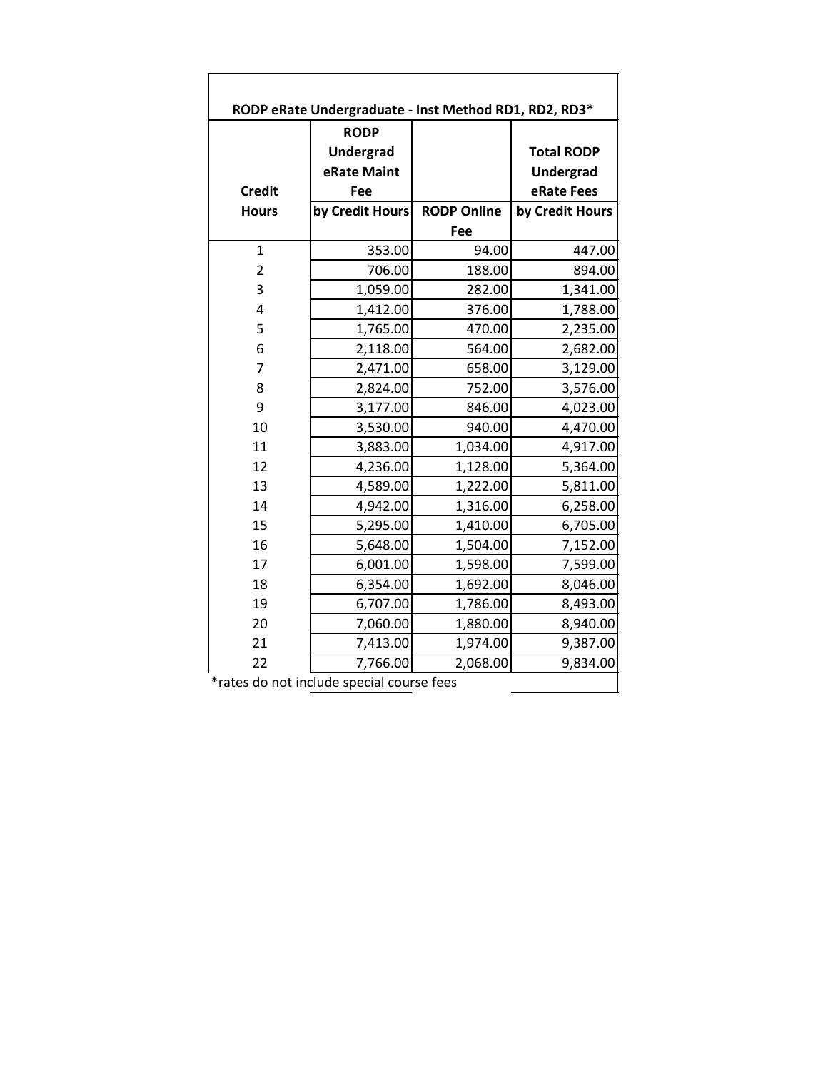**RODP eRate Undergraduate - Inst Method RD1, RD2, RD3***

| Credit Hours | RODP Undergrad eRate Maint Fee by Credit Hours | RODP Online Fee | Total RODP Undergrad eRate Fees by Credit Hours |
|---|---|---|---|
| 1 | 353.00 | 94.00 | 447.00 |
| 2 | 706.00 | 188.00 | 894.00 |
| 3 | 1,059.00 | 282.00 | 1,341.00 |
| 4 | 1,412.00 | 376.00 | 1,788.00 |
| 5 | 1,765.00 | 470.00 | 2,235.00 |
| 6 | 2,118.00 | 564.00 | 2,682.00 |
| 7 | 2,471.00 | 658.00 | 3,129.00 |
| 8 | 2,824.00 | 752.00 | 3,576.00 |
| 9 | 3,177.00 | 846.00 | 4,023.00 |
| 10 | 3,530.00 | 940.00 | 4,470.00 |
| 11 | 3,883.00 | 1,034.00 | 4,917.00 |
| 12 | 4,236.00 | 1,128.00 | 5,364.00 |
| 13 | 4,589.00 | 1,222.00 | 5,811.00 |
| 14 | 4,942.00 | 1,316.00 | 6,258.00 |
| 15 | 5,295.00 | 1,410.00 | 6,705.00 |
| 16 | 5,648.00 | 1,504.00 | 7,152.00 |
| 17 | 6,001.00 | 1,598.00 | 7,599.00 |
| 18 | 6,354.00 | 1,692.00 | 8,046.00 |
| 19 | 6,707.00 | 1,786.00 | 8,493.00 |
| 20 | 7,060.00 | 1,880.00 | 8,940.00 |
| 21 | 7,413.00 | 1,974.00 | 9,387.00 |
| 22 | 7,766.00 | 2,068.00 | 9,834.00 |

*rates do not include special course fees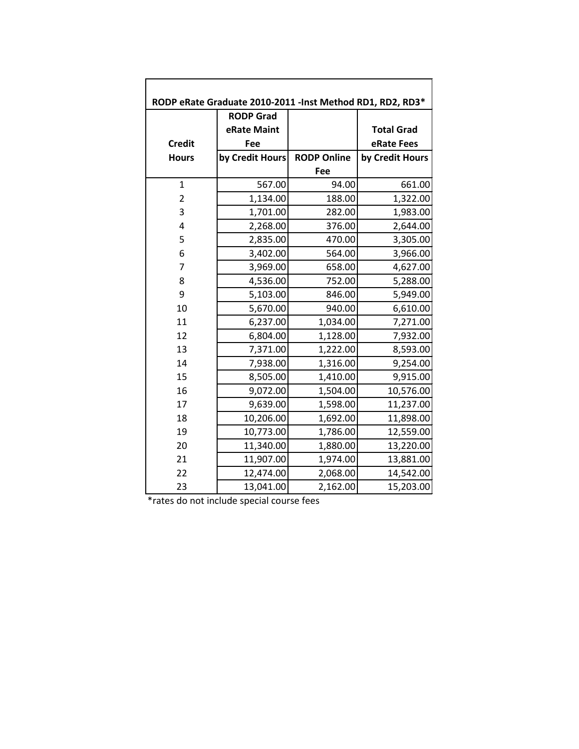| RODP eRate Graduate 2010-2011 -Inst Method RD1, RD2, RD3* | | | |
|---|---|---|---|
| Credit Hours | RODP Grad eRate Maint Fee by Credit Hours | RODP Online Fee | Total Grad eRate Fees by Credit Hours |
| 1 | 567.00 | 94.00 | 661.00 |
| 2 | 1,134.00 | 188.00 | 1,322.00 |
| 3 | 1,701.00 | 282.00 | 1,983.00 |
| 4 | 2,268.00 | 376.00 | 2,644.00 |
| 5 | 2,835.00 | 470.00 | 3,305.00 |
| 6 | 3,402.00 | 564.00 | 3,966.00 |
| 7 | 3,969.00 | 658.00 | 4,627.00 |
| 8 | 4,536.00 | 752.00 | 5,288.00 |
| 9 | 5,103.00 | 846.00 | 5,949.00 |
| 10 | 5,670.00 | 940.00 | 6,610.00 |
| 11 | 6,237.00 | 1,034.00 | 7,271.00 |
| 12 | 6,804.00 | 1,128.00 | 7,932.00 |
| 13 | 7,371.00 | 1,222.00 | 8,593.00 |
| 14 | 7,938.00 | 1,316.00 | 9,254.00 |
| 15 | 8,505.00 | 1,410.00 | 9,915.00 |
| 16 | 9,072.00 | 1,504.00 | 10,576.00 |
| 17 | 9,639.00 | 1,598.00 | 11,237.00 |
| 18 | 10,206.00 | 1,692.00 | 11,898.00 |
| 19 | 10,773.00 | 1,786.00 | 12,559.00 |
| 20 | 11,340.00 | 1,880.00 | 13,220.00 |
| 21 | 11,907.00 | 1,974.00 | 13,881.00 |
| 22 | 12,474.00 | 2,068.00 | 14,542.00 |
| 23 | 13,041.00 | 2,162.00 | 15,203.00 |

*rates do not include special course fees